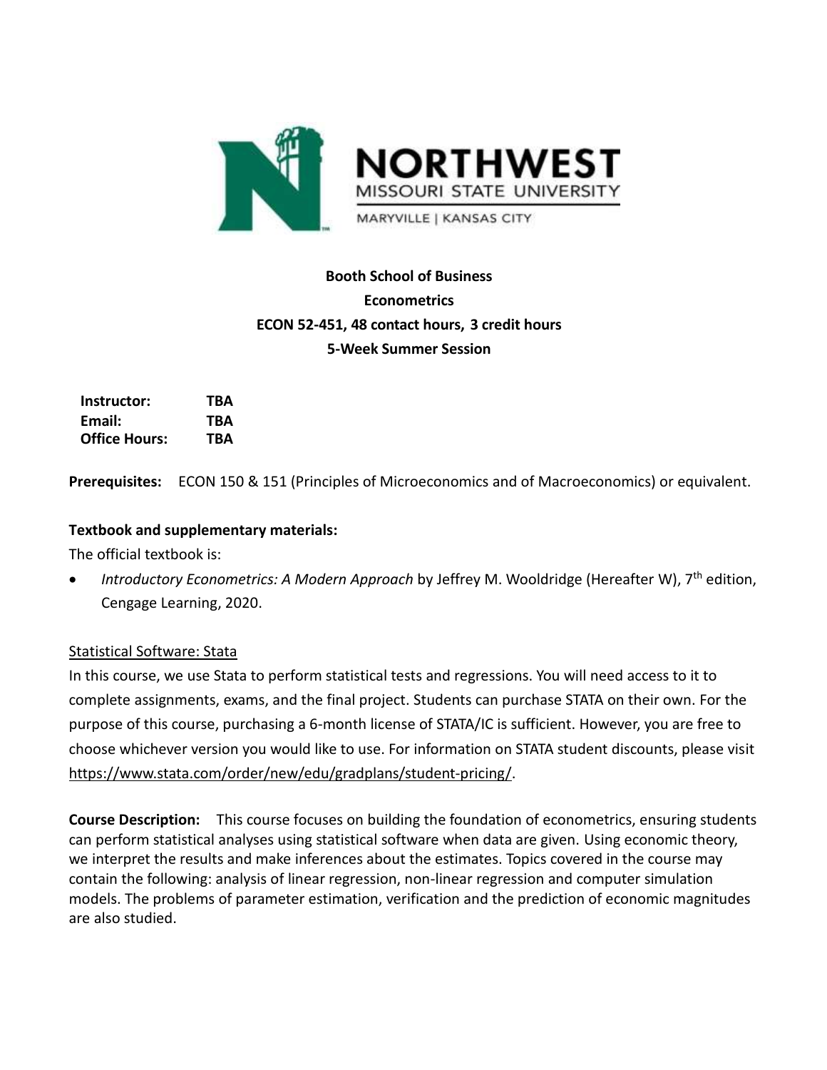**Booth School of Business**

**Econometrics**

**ECON 52-451, 48 contact hours, 3 credit hours**

**5-Week Summer Session**

| **Instructor:** | **TBA** |
|---|---|
| **Email:** | **TBA** |
| **Office Hours:** | **TBA** |

**Prerequisites:** ECON 150 & 151 (Principles of Microeconomics and of Macroeconomics) or equivalent.

**Textbook and supplementary materials:**

The official textbook is:

- *Introductory Econometrics: A Modern Approach* by Jeffrey M. Wooldridge (Hereafter W), 7th edition, Cengage Learning, 2020.

Statistical Software: Stata

In this course, we use Stata to perform statistical tests and regressions. You will need access to it to complete assignments, exams, and the final project. Students can purchase STATA on their own. For the purpose of this course, purchasing a 6-month license of STATA/IC is sufficient. However, you are free to choose whichever version you would like to use. For information on STATA student discounts, please visit https://www.stata.com/order/new/edu/gradplans/student-pricing/.

**Course Description:** This course focuses on building the foundation of econometrics, ensuring students can perform statistical analyses using statistical software when data are given. Using economic theory, we interpret the results and make inferences about the estimates. Topics covered in the course may contain the following: analysis of linear regression, non-linear regression and computer simulation models. The problems of parameter estimation, verification and the prediction of economic magnitudes are also studied.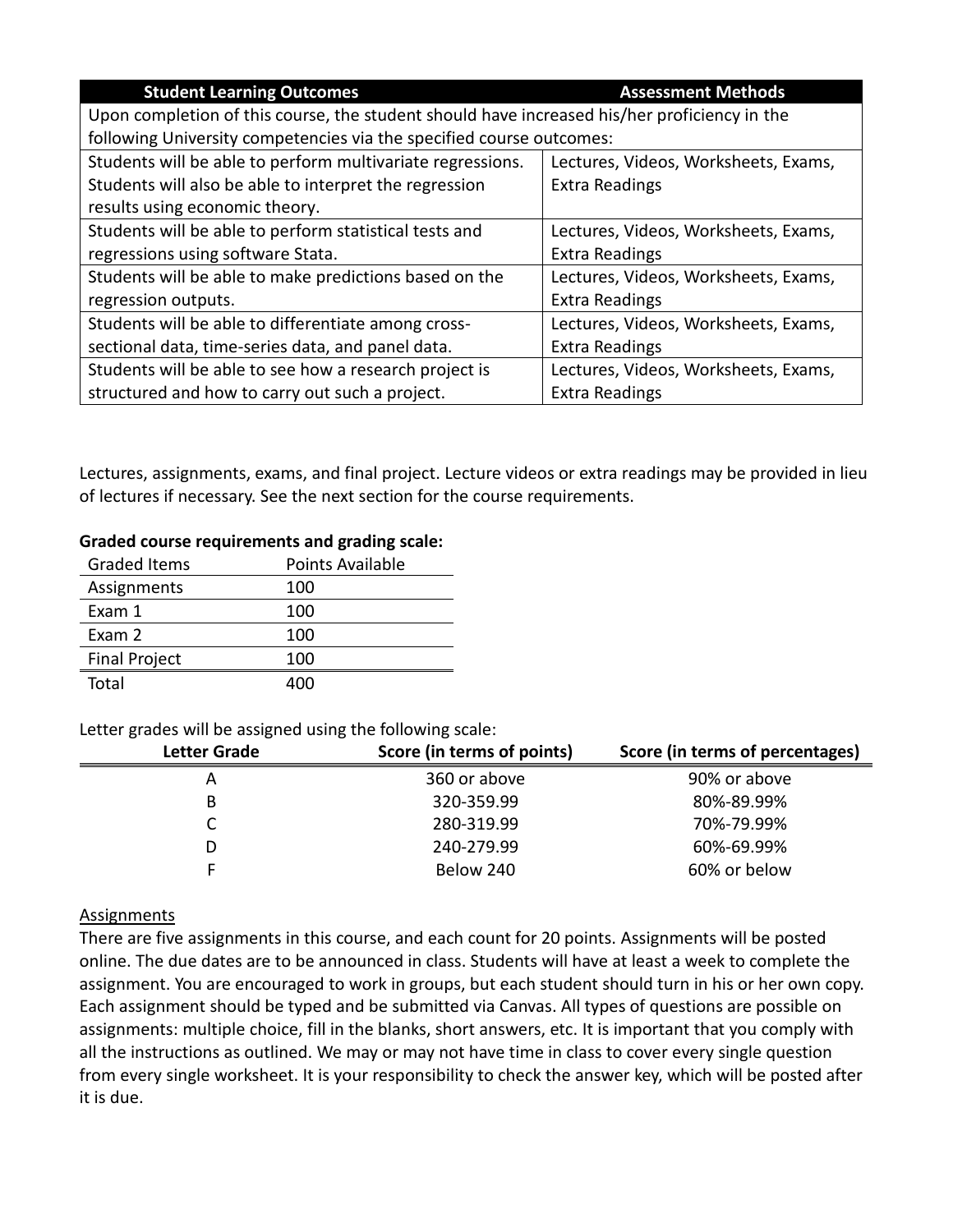| Student Learning Outcomes | Assessment Methods |
| --- | --- |
| Upon completion of this course, the student should have increased his/her proficiency in the following University competencies via the specified course outcomes: | |
| Students will be able to perform multivariate regressions. Students will also be able to interpret the regression results using economic theory. | Lectures, Videos, Worksheets, Exams, Extra Readings |
| Students will be able to perform statistical tests and regressions using software Stata. | Lectures, Videos, Worksheets, Exams, Extra Readings |
| Students will be able to make predictions based on the regression outputs. | Lectures, Videos, Worksheets, Exams, Extra Readings |
| Students will be able to differentiate among cross-sectional data, time-series data, and panel data. | Lectures, Videos, Worksheets, Exams, Extra Readings |
| Students will be able to see how a research project is structured and how to carry out such a project. | Lectures, Videos, Worksheets, Exams, Extra Readings |

Lectures, assignments, exams, and final project. Lecture videos or extra readings may be provided in lieu of lectures if necessary. See the next section for the course requirements.

**Graded course requirements and grading scale:**

| Graded Items | Points Available |
| --- | --- |
| Assignments | 100 |
| Exam 1 | 100 |
| Exam 2 | 100 |
| Final Project | 100 |
| Total | 400 |

Letter grades will be assigned using the following scale:

| Letter Grade | Score (in terms of points) | Score (in terms of percentages) |
| --- | --- | --- |
| A | 360 or above | 90% or above |
| B | 320-359.99 | 80%-89.99% |
| C | 280-319.99 | 70%-79.99% |
| D | 240-279.99 | 60%-69.99% |
| F | Below 240 | 60% or below |

Assignments

There are five assignments in this course, and each count for 20 points. Assignments will be posted online. The due dates are to be announced in class. Students will have at least a week to complete the assignment. You are encouraged to work in groups, but each student should turn in his or her own copy. Each assignment should be typed and be submitted via Canvas. All types of questions are possible on assignments: multiple choice, fill in the blanks, short answers, etc. It is important that you comply with all the instructions as outlined. We may or may not have time in class to cover every single question from every single worksheet. It is your responsibility to check the answer key, which will be posted after it is due.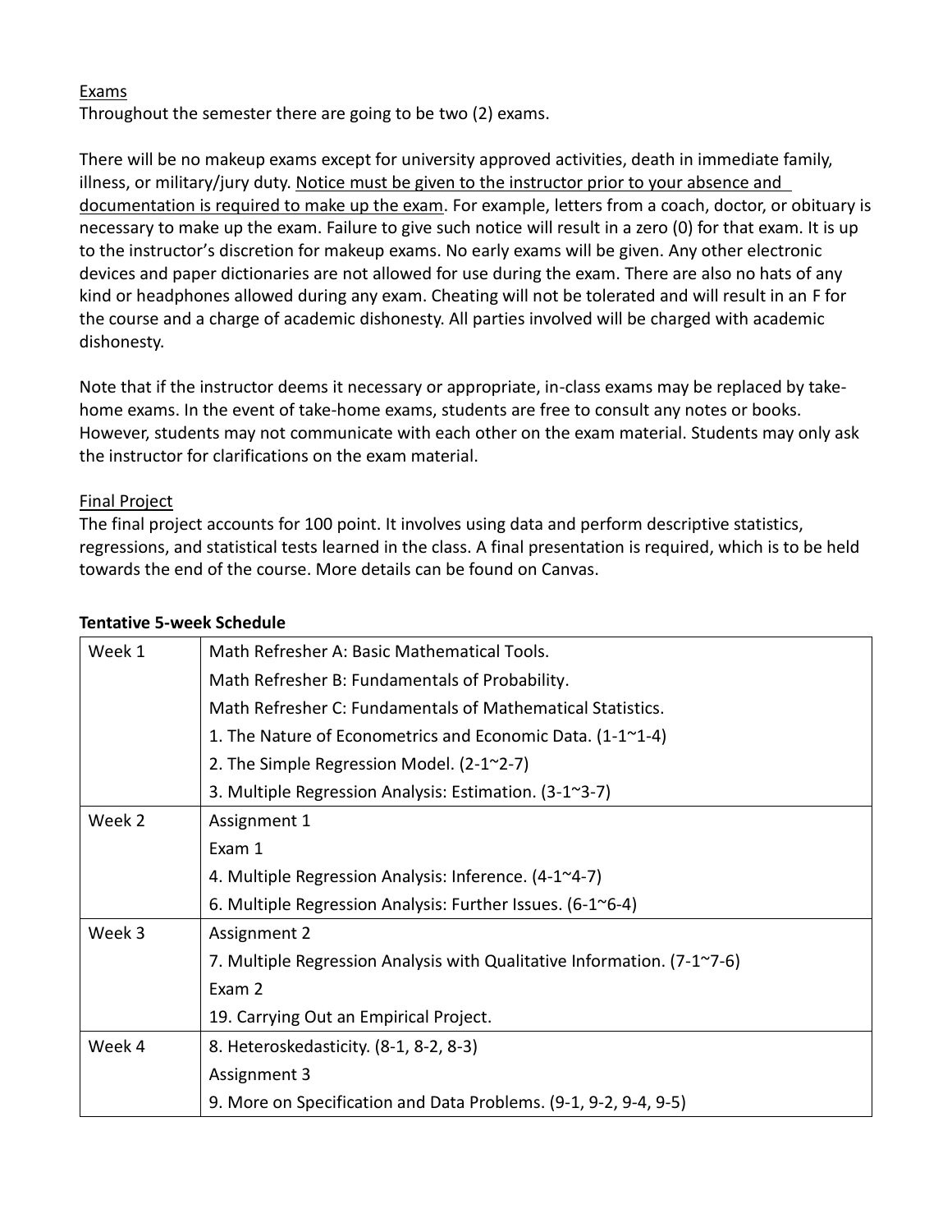## Exams

Throughout the semester there are going to be two (2) exams.

There will be no makeup exams except for university approved activities, death in immediate family, illness, or military/jury duty. <u>Notice must be given to the instructor prior to your absence and documentation is required to make up the exam</u>. For example, letters from a coach, doctor, or obituary is necessary to make up the exam. Failure to give such notice will result in a zero (0) for that exam. It is up to the instructor's discretion for makeup exams. No early exams will be given. Any other electronic devices and paper dictionaries are not allowed for use during the exam. There are also no hats of any kind or headphones allowed during any exam. Cheating will not be tolerated and will result in an F for the course and a charge of academic dishonesty. All parties involved will be charged with academic dishonesty.

Note that if the instructor deems it necessary or appropriate, in-class exams may be replaced by take-home exams. In the event of take-home exams, students are free to consult any notes or books. However, students may not communicate with each other on the exam material. Students may only ask the instructor for clarifications on the exam material.

## Final Project

The final project accounts for 100 point. It involves using data and perform descriptive statistics, regressions, and statistical tests learned in the class. A final presentation is required, which is to be held towards the end of the course. More details can be found on Canvas.

**Tentative 5-week Schedule**

| Week | Topics |
| --- | --- |
| Week 1 | Math Refresher A: Basic Mathematical Tools.<br>Math Refresher B: Fundamentals of Probability.<br>Math Refresher C: Fundamentals of Mathematical Statistics.<br>1. The Nature of Econometrics and Economic Data. (1-1~1-4)<br>2. The Simple Regression Model. (2-1~2-7)<br>3. Multiple Regression Analysis: Estimation. (3-1~3-7) |
| Week 2 | Assignment 1<br>Exam 1<br>4. Multiple Regression Analysis: Inference. (4-1~4-7)<br>6. Multiple Regression Analysis: Further Issues. (6-1~6-4) |
| Week 3 | Assignment 2<br>7. Multiple Regression Analysis with Qualitative Information. (7-1~7-6)<br>Exam 2<br>19. Carrying Out an Empirical Project. |
| Week 4 | 8. Heteroskedasticity. (8-1, 8-2, 8-3)<br>Assignment 3<br>9. More on Specification and Data Problems. (9-1, 9-2, 9-4, 9-5) |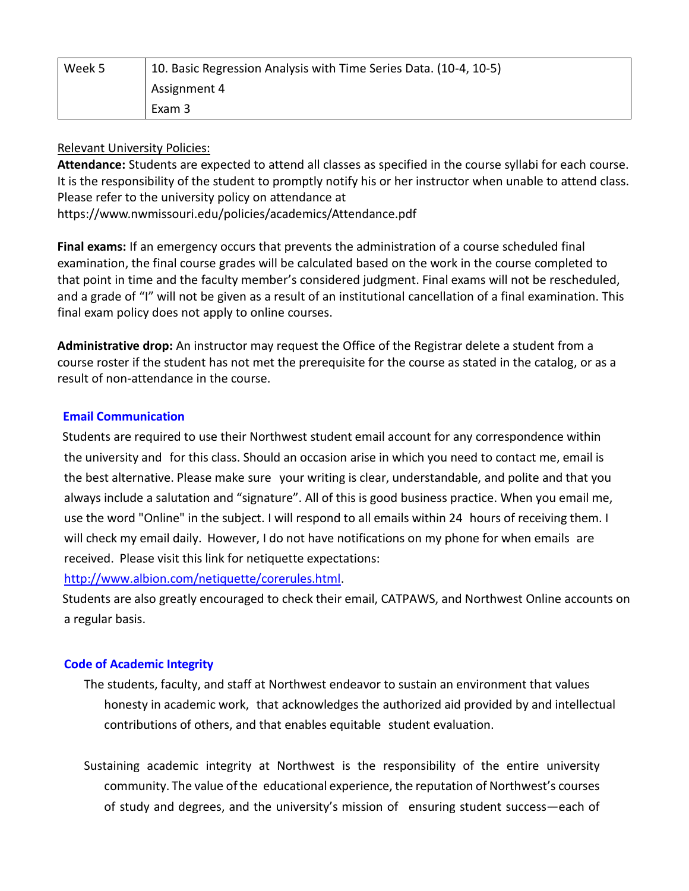| Week 5 | 10. Basic Regression Analysis with Time Series Data. (10-4, 10-5) |
| --- | --- |
| | Assignment 4 |
| | Exam 3 |

Relevant University Policies:

**Attendance:** Students are expected to attend all classes as specified in the course syllabi for each course. It is the responsibility of the student to promptly notify his or her instructor when unable to attend class. Please refer to the university policy on attendance at https://www.nwmissouri.edu/policies/academics/Attendance.pdf

**Final exams:** If an emergency occurs that prevents the administration of a course scheduled final examination, the final course grades will be calculated based on the work in the course completed to that point in time and the faculty member's considered judgment. Final exams will not be rescheduled, and a grade of "I" will not be given as a result of an institutional cancellation of a final examination. This final exam policy does not apply to online courses.

**Administrative drop:** An instructor may request the Office of the Registrar delete a student from a course roster if the student has not met the prerequisite for the course as stated in the catalog, or as a result of non-attendance in the course.

### Email Communication

Students are required to use their Northwest student email account for any correspondence within the university and for this class. Should an occasion arise in which you need to contact me, email is the best alternative. Please make sure your writing is clear, understandable, and polite and that you always include a salutation and "signature". All of this is good business practice. When you email me, use the word "Online" in the subject. I will respond to all emails within 24 hours of receiving them. I will check my email daily. However, I do not have notifications on my phone for when emails are received. Please visit this link for netiquette expectations: http://www.albion.com/netiquette/corerules.html.

Students are also greatly encouraged to check their email, CATPAWS, and Northwest Online accounts on a regular basis.

### Code of Academic Integrity

The students, faculty, and staff at Northwest endeavor to sustain an environment that values honesty in academic work, that acknowledges the authorized aid provided by and intellectual contributions of others, and that enables equitable student evaluation.

Sustaining academic integrity at Northwest is the responsibility of the entire university community. The value of the educational experience, the reputation of Northwest's courses of study and degrees, and the university's mission of ensuring student success—each of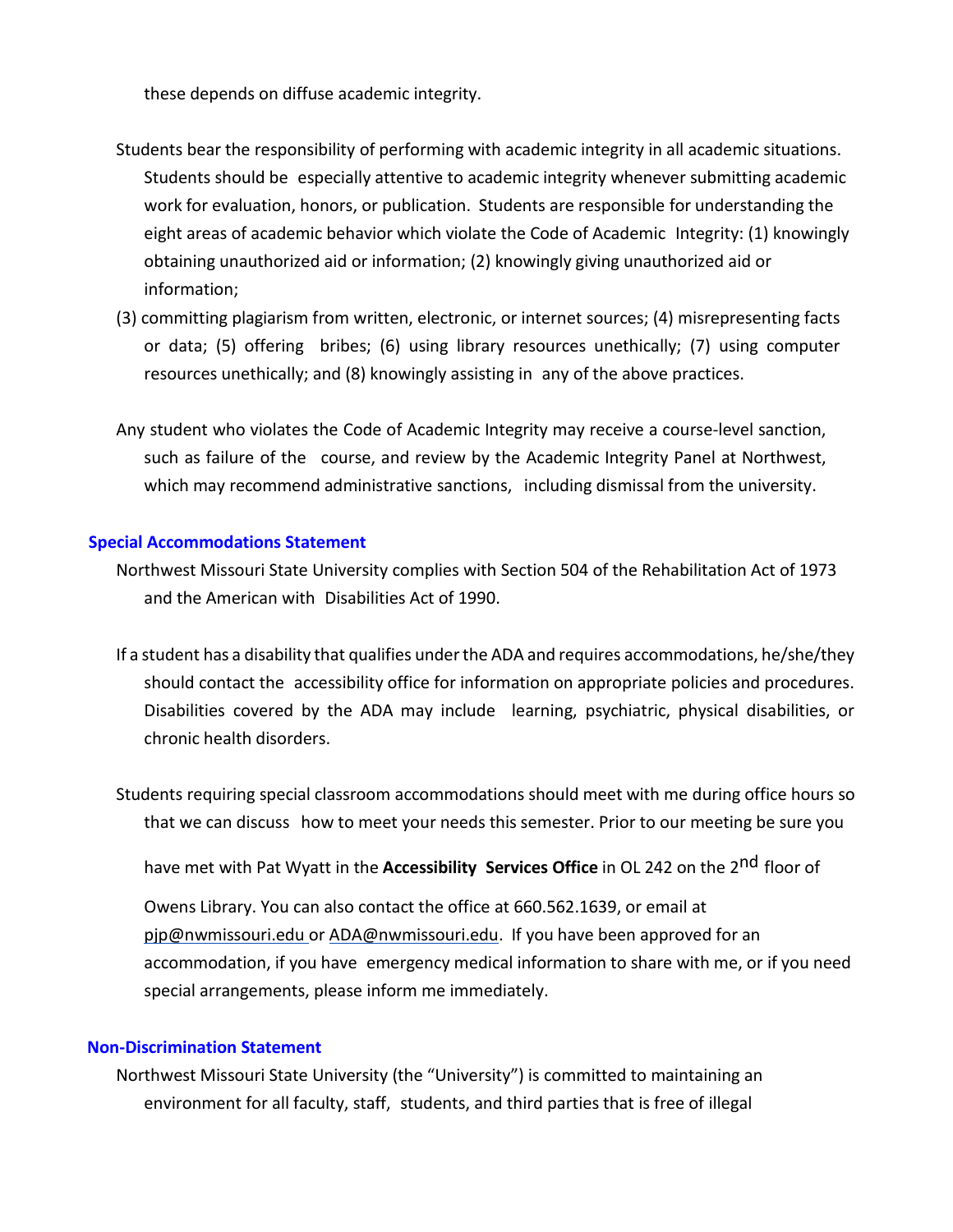these depends on diffuse academic integrity.

Students bear the responsibility of performing with academic integrity in all academic situations. Students should be especially attentive to academic integrity whenever submitting academic work for evaluation, honors, or publication. Students are responsible for understanding the eight areas of academic behavior which violate the Code of Academic Integrity: (1) knowingly obtaining unauthorized aid or information; (2) knowingly giving unauthorized aid or information;
(3) committing plagiarism from written, electronic, or internet sources; (4) misrepresenting facts or data; (5) offering bribes; (6) using library resources unethically; (7) using computer resources unethically; and (8) knowingly assisting in any of the above practices.

Any student who violates the Code of Academic Integrity may receive a course-level sanction, such as failure of the course, and review by the Academic Integrity Panel at Northwest, which may recommend administrative sanctions, including dismissal from the university.

### Special Accommodations Statement

Northwest Missouri State University complies with Section 504 of the Rehabilitation Act of 1973 and the American with Disabilities Act of 1990.

If a student has a disability that qualifies under the ADA and requires accommodations, he/she/they should contact the accessibility office for information on appropriate policies and procedures. Disabilities covered by the ADA may include learning, psychiatric, physical disabilities, or chronic health disorders.

Students requiring special classroom accommodations should meet with me during office hours so that we can discuss how to meet your needs this semester. Prior to our meeting be sure you have met with Pat Wyatt in the **Accessibility Services Office** in OL 242 on the 2nd floor of Owens Library. You can also contact the office at 660.562.1639, or email at pjp@nwmissouri.edu or ADA@nwmissouri.edu. If you have been approved for an accommodation, if you have emergency medical information to share with me, or if you need special arrangements, please inform me immediately.

### Non-Discrimination Statement

Northwest Missouri State University (the "University") is committed to maintaining an environment for all faculty, staff, students, and third parties that is free of illegal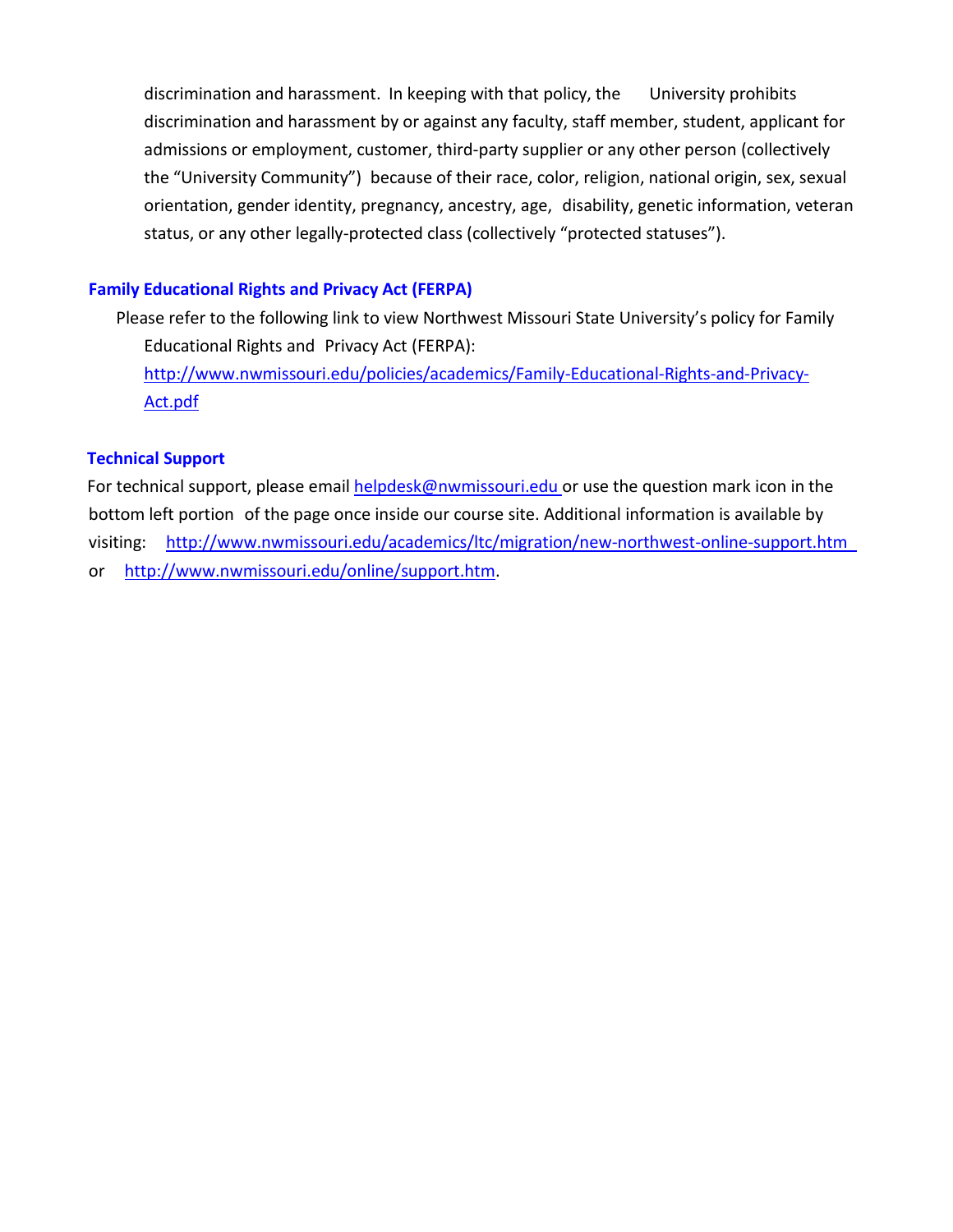discrimination and harassment. In keeping with that policy, the University prohibits discrimination and harassment by or against any faculty, staff member, student, applicant for admissions or employment, customer, third-party supplier or any other person (collectively the "University Community") because of their race, color, religion, national origin, sex, sexual orientation, gender identity, pregnancy, ancestry, age, disability, genetic information, veteran status, or any other legally-protected class (collectively "protected statuses").

### Family Educational Rights and Privacy Act (FERPA)

Please refer to the following link to view Northwest Missouri State University's policy for Family Educational Rights and Privacy Act (FERPA): http://www.nwmissouri.edu/policies/academics/Family-Educational-Rights-and-Privacy-Act.pdf

### Technical Support

For technical support, please email helpdesk@nwmissouri.edu or use the question mark icon in the bottom left portion of the page once inside our course site. Additional information is available by visiting: http://www.nwmissouri.edu/academics/ltc/migration/new-northwest-online-support.htm or http://www.nwmissouri.edu/online/support.htm.